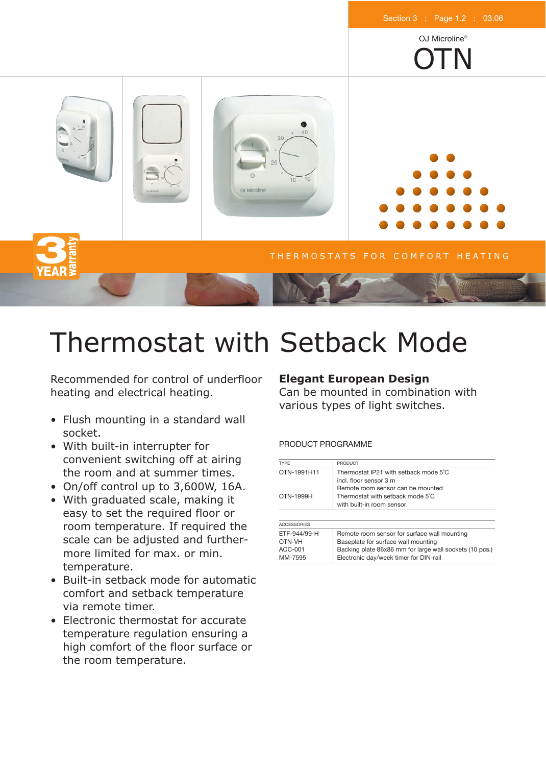OJ Microline®

# OTN

THERMOSTATS FOR COMFORT HEATING

3 YEAR warranty

# Thermostat with Setback Mode

Recommended for control of underfloor heating and electrical heating.

- Flush mounting in a standard wall socket.
- With built-in interrupter for convenient switching off at airing the room and at summer times.
- On/off control up to 3,600W, 16A.
- With graduated scale, making it easy to set the required floor or room temperature. If required the scale can be adjusted and furthermore limited for max. or min. temperature.
- Built-in setback mode for automatic comfort and setback temperature via remote timer.
- Electronic thermostat for accurate temperature regulation ensuring a high comfort of the floor surface or the room temperature.

**Elegant European Design**
Can be mounted in combination with various types of light switches.

PRODUCT PROGRAMME

| TYPE | PRODUCT |
|---|---|
| OTN-1991H11 | Thermostat IP21 with setback mode 5˚C incl. floor sensor 3 m Remote room sensor can be mounted |
| OTN-1999H | Thermostat with setback mode 5˚C with built-in room sensor |

| ACCESSORIES | |
|---|---|
| ETF-944/99-H | Remote room sensor for surface wall mounting |
| OTN-VH | Baseplate for surface wall mounting |
| ACC-001 | Backing plate 86x86 mm for large wall sockets (10 pcs.) |
| MM-7595 | Electronic day/week timer for DIN-rail |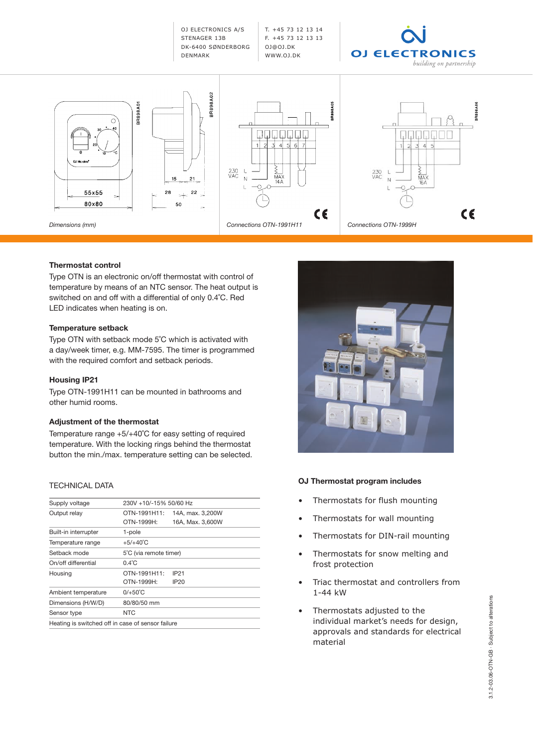OJ ELECTRONICS A/S
STENAGER 13B
DK-6400 SØNDERBORG
DENMARK

T. +45 73 12 13 14
F. +45 73 12 13 13
OJ@OJ.DK
WWW.OJ.DK

OJ ELECTRONICS
building on partnership

Dimensions (mm)

Connections OTN-1991H11

Connections OTN-1999H

### Thermostat control

Type OTN is an electronic on/off thermostat with control of temperature by means of an NTC sensor. The heat output is switched on and off with a differential of only 0.4˚C. Red LED indicates when heating is on.

### Temperature setback

Type OTN with setback mode 5˚C which is activated with a day/week timer, e.g. MM-7595. The timer is programmed with the required comfort and setback periods.

### Housing IP21

Type OTN-1991H11 can be mounted in bathrooms and other humid rooms.

### Adjustment of the thermostat

Temperature range +5/+40˚C for easy setting of required temperature. With the locking rings behind the thermostat button the min./max. temperature setting can be selected.

## TECHNICAL DATA

| | |
|---|---|
| Supply voltage | 230V +10/-15% 50/60 Hz |
| Output relay | OTN-1991H11: 14A, max. 3,200W<br>OTN-1999H: 16A, Max. 3,600W |
| Built-in interrupter | 1-pole |
| Temperature range | +5/+40˚C |
| Setback mode | 5˚C (via remote timer) |
| On/off differential | 0.4˚C |
| Housing | OTN-1991H11: IP21<br>OTN-1999H: IP20 |
| Ambient temperature | 0/+50˚C |
| Dimensions (H/W/D) | 80/80/50 mm |
| Sensor type | NTC |
| Heating is switched off in case of sensor failure | |

### OJ Thermostat program includes

- Thermostats for flush mounting
- Thermostats for wall mounting
- Thermostats for DIN-rail mounting
- Thermostats for snow melting and frost protection
- Triac thermostat and controllers from 1-44 kW
- Thermostats adjusted to the individual market's needs for design, approvals and standards for electrical material

3.1.2-03.06-OTN-GB · Subject to alterations